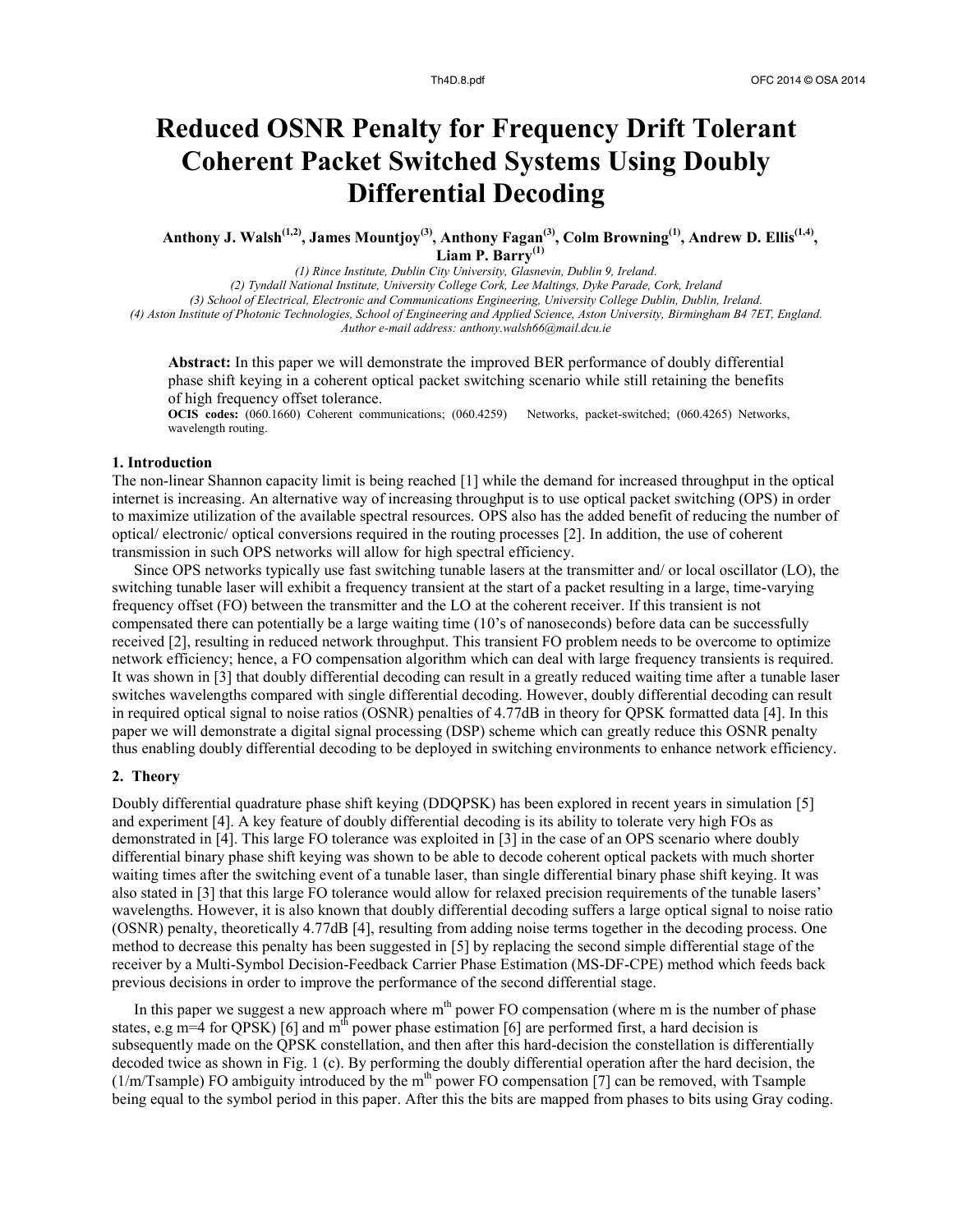# Reduced OSNR Penalty for Frequency Drift Tolerant Coherent Packet Switched Systems Using Doubly Differential Decoding

**Anthony J. Walsh[1,2], James Mountjoy[3], Anthony Fagan[3], Colm Browning[1], Andrew D. Ellis[1,4], Liam P. Barry[1]**

*(1) Rince Institute, Dublin City University, Glasnevin, Dublin 9, Ireland.*
*(2) Tyndall National Institute, University College Cork, Lee Maltings, Dyke Parade, Cork, Ireland*
*(3) School of Electrical, Electronic and Communications Engineering, University College Dublin, Dublin, Ireland.*
*(4) Aston Institute of Photonic Technologies, School of Engineering and Applied Science, Aston University, Birmingham B4 7ET, England.*
*Author e-mail address: anthony.walsh66@mail.dcu.ie*

**Abstract:** In this paper we will demonstrate the improved BER performance of doubly differential phase shift keying in a coherent optical packet switching scenario while still retaining the benefits of high frequency offset tolerance.

**OCIS codes:** (060.1660) Coherent communications; (060.4259) Networks, packet-switched; (060.4265) Networks, wavelength routing.

## 1. Introduction

The non-linear Shannon capacity limit is being reached [1] while the demand for increased throughput in the optical internet is increasing. An alternative way of increasing throughput is to use optical packet switching (OPS) in order to maximize utilization of the available spectral resources. OPS also has the added benefit of reducing the number of optical/ electronic/ optical conversions required in the routing processes [2]. In addition, the use of coherent transmission in such OPS networks will allow for high spectral efficiency.

Since OPS networks typically use fast switching tunable lasers at the transmitter and/ or local oscillator (LO), the switching tunable laser will exhibit a frequency transient at the start of a packet resulting in a large, time-varying frequency offset (FO) between the transmitter and the LO at the coherent receiver. If this transient is not compensated there can potentially be a large waiting time (10's of nanoseconds) before data can be successfully received [2], resulting in reduced network throughput. This transient FO problem needs to be overcome to optimize network efficiency; hence, a FO compensation algorithm which can deal with large frequency transients is required. It was shown in [3] that doubly differential decoding can result in a greatly reduced waiting time after a tunable laser switches wavelengths compared with single differential decoding. However, doubly differential decoding can result in required optical signal to noise ratios (OSNR) penalties of 4.77dB in theory for QPSK formatted data [4]. In this paper we will demonstrate a digital signal processing (DSP) scheme which can greatly reduce this OSNR penalty thus enabling doubly differential decoding to be deployed in switching environments to enhance network efficiency.

## 2. Theory

Doubly differential quadrature phase shift keying (DDQPSK) has been explored in recent years in simulation [5] and experiment [4]. A key feature of doubly differential decoding is its ability to tolerate very high FOs as demonstrated in [4]. This large FO tolerance was exploited in [3] in the case of an OPS scenario where doubly differential binary phase shift keying was shown to be able to decode coherent optical packets with much shorter waiting times after the switching event of a tunable laser, than single differential binary phase shift keying. It was also stated in [3] that this large FO tolerance would allow for relaxed precision requirements of the tunable lasers' wavelengths. However, it is also known that doubly differential decoding suffers a large optical signal to noise ratio (OSNR) penalty, theoretically 4.77dB [4], resulting from adding noise terms together in the decoding process. One method to decrease this penalty has been suggested in [5] by replacing the second simple differential stage of the receiver by a Multi-Symbol Decision-Feedback Carrier Phase Estimation (MS-DF-CPE) method which feeds back previous decisions in order to improve the performance of the second differential stage.

In this paper we suggest a new approach where $m^{th}$ power FO compensation (where m is the number of phase states, e.g m=4 for QPSK) [6] and $m^{th}$ power phase estimation [6] are performed first, a hard decision is subsequently made on the QPSK constellation, and then after this hard-decision the constellation is differentially decoded twice as shown in Fig. 1 (c). By performing the doubly differential operation after the hard decision, the ($1/m/T_{sample}$) FO ambiguity introduced by the $m^{th}$ power FO compensation [7] can be removed, with $T_{sample}$ being equal to the symbol period in this paper. After this the bits are mapped from phases to bits using Gray coding.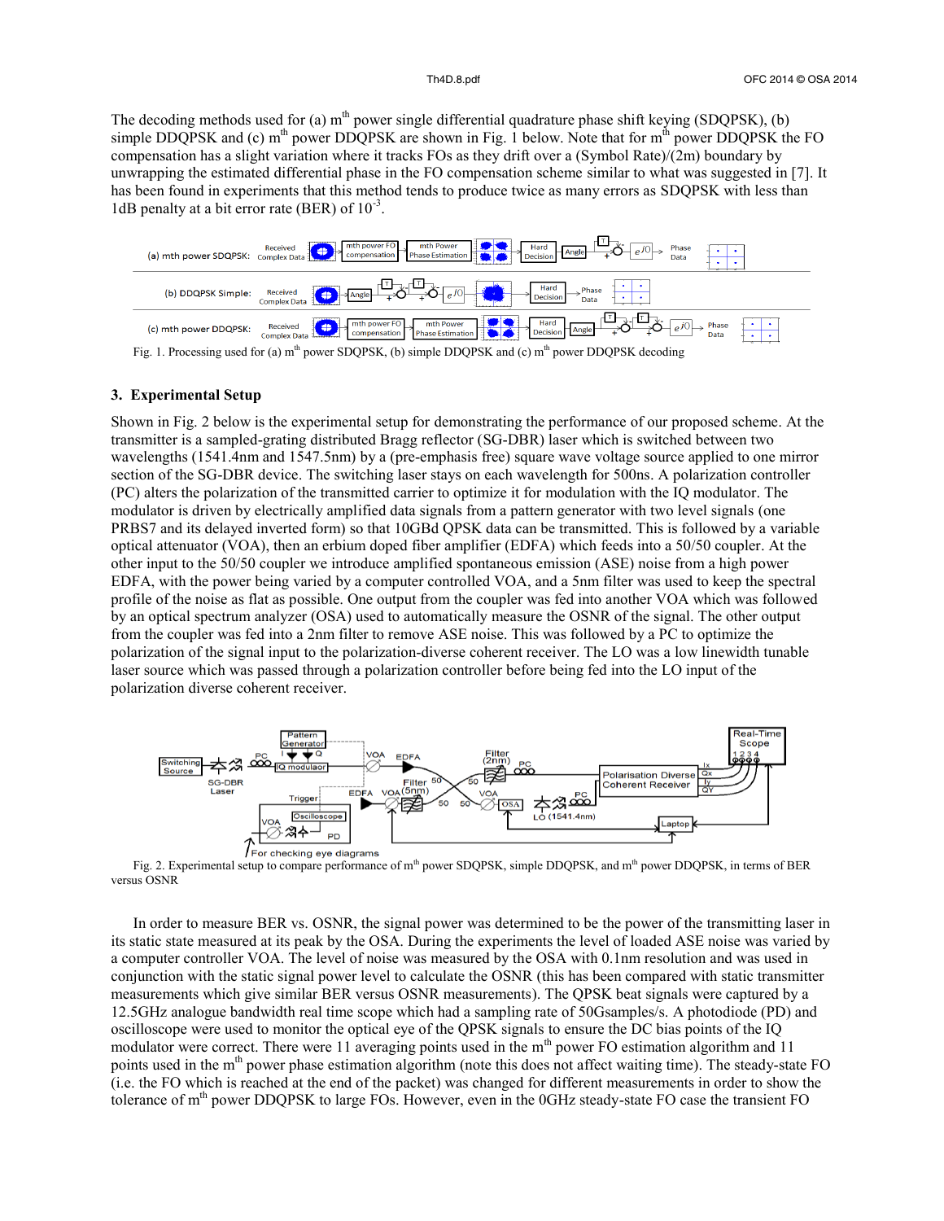The decoding methods used for (a) m[th] power single differential quadrature phase shift keying (SDQPSK), (b) simple DDQPSK and (c) m[th] power DDQPSK are shown in Fig. 1 below. Note that for m[th] power DDQPSK the FO compensation has a slight variation where it tracks FOs as they drift over a (Symbol Rate)/(2m) boundary by unwrapping the estimated differential phase in the FO compensation scheme similar to what was suggested in [7]. It has been found in experiments that this method tends to produce twice as many errors as SDQPSK with less than 1dB penalty at a bit error rate (BER) of $10^{-3}$.

Fig. 1. Processing used for (a) m[th] power SDQPSK, (b) simple DDQPSK and (c) m[th] power DDQPSK decoding

## 3. Experimental Setup

Shown in Fig. 2 below is the experimental setup for demonstrating the performance of our proposed scheme. At the transmitter is a sampled-grating distributed Bragg reflector (SG-DBR) laser which is switched between two wavelengths (1541.4nm and 1547.5nm) by a (pre-emphasis free) square wave voltage source applied to one mirror section of the SG-DBR device. The switching laser stays on each wavelength for 500ns. A polarization controller (PC) alters the polarization of the transmitted carrier to optimize it for modulation with the IQ modulator. The modulator is driven by electrically amplified data signals from a pattern generator with two level signals (one PRBS7 and its delayed inverted form) so that 10GBd QPSK data can be transmitted. This is followed by a variable optical attenuator (VOA), then an erbium doped fiber amplifier (EDFA) which feeds into a 50/50 coupler. At the other input to the 50/50 coupler we introduce amplified spontaneous emission (ASE) noise from a high power EDFA, with the power being varied by a computer controlled VOA, and a 5nm filter was used to keep the spectral profile of the noise as flat as possible. One output from the coupler was fed into another VOA which was followed by an optical spectrum analyzer (OSA) used to automatically measure the OSNR of the signal. The other output from the coupler was fed into a 2nm filter to remove ASE noise. This was followed by a PC to optimize the polarization of the signal input to the polarization-diverse coherent receiver. The LO was a low linewidth tunable laser source which was passed through a polarization controller before being fed into the LO input of the polarization diverse coherent receiver.

Fig. 2. Experimental setup to compare performance of m[th] power SDQPSK, simple DDQPSK, and m[th] power DDQPSK, in terms of BER versus OSNR

In order to measure BER vs. OSNR, the signal power was determined to be the power of the transmitting laser in its static state measured at its peak by the OSA. During the experiments the level of loaded ASE noise was varied by a computer controller VOA. The level of noise was measured by the OSA with 0.1nm resolution and was used in conjunction with the static signal power level to calculate the OSNR (this has been compared with static transmitter measurements which give similar BER versus OSNR measurements). The QPSK beat signals were captured by a 12.5GHz analogue bandwidth real time scope which had a sampling rate of 50Gsamples/s. A photodiode (PD) and oscilloscope were used to monitor the optical eye of the QPSK signals to ensure the DC bias points of the IQ modulator were correct. There were 11 averaging points used in the m[th] power FO estimation algorithm and 11 points used in the m[th] power phase estimation algorithm (note this does not affect waiting time). The steady-state FO (i.e. the FO which is reached at the end of the packet) was changed for different measurements in order to show the tolerance of m[th] power DDQPSK to large FOs. However, even in the 0GHz steady-state FO case the transient FO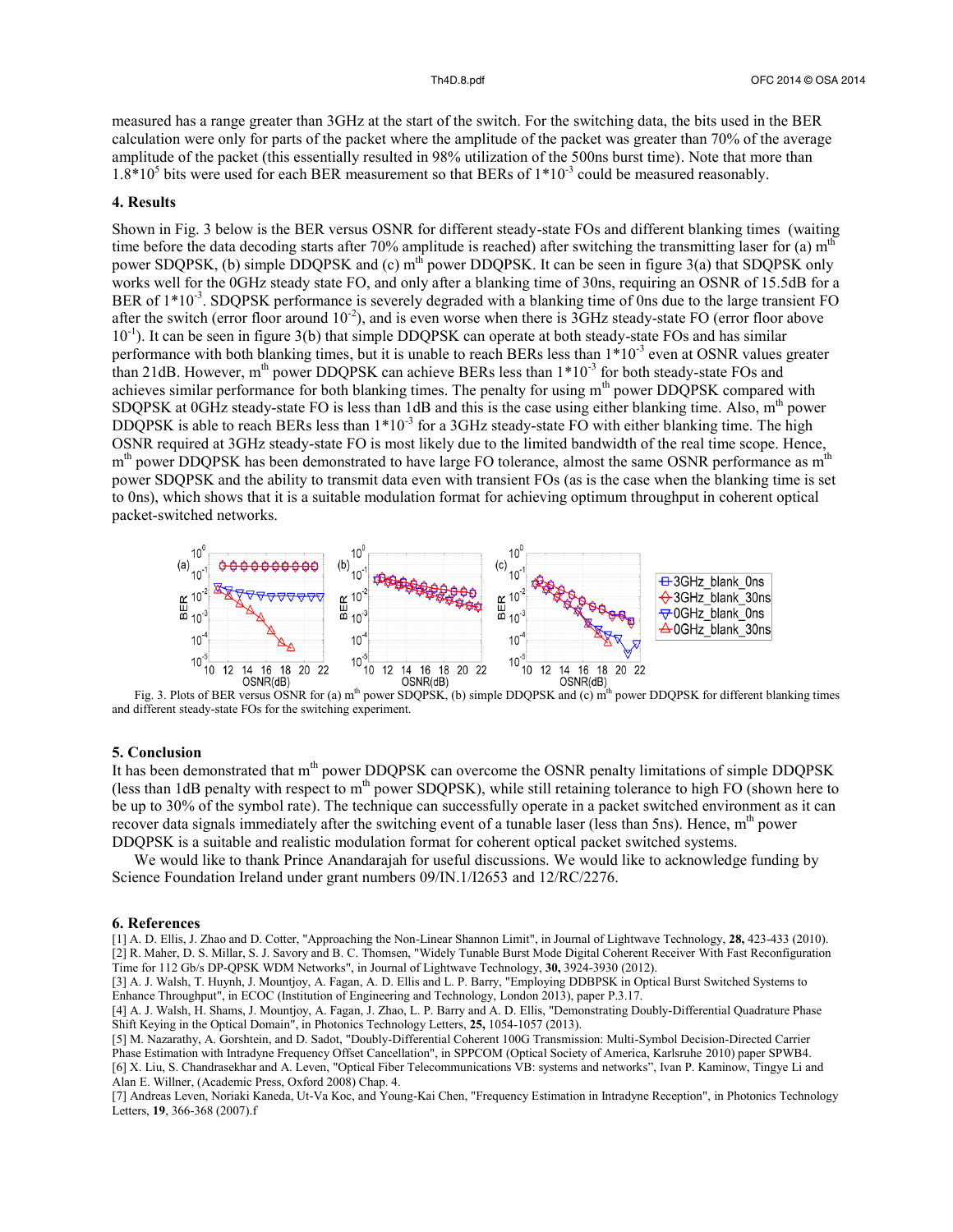measured has a range greater than 3GHz at the start of the switch. For the switching data, the bits used in the BER calculation were only for parts of the packet where the amplitude of the packet was greater than 70% of the average amplitude of the packet (this essentially resulted in 98% utilization of the 500ns burst time). Note that more than $1.8*10^5$ bits were used for each BER measurement so that BERs of $1*10^{-3}$ could be measured reasonably.

## 4. Results

Shown in Fig. 3 below is the BER versus OSNR for different steady-state FOs and different blanking times (waiting time before the data decoding starts after 70% amplitude is reached) after switching the transmitting laser for (a) $m^{th}$ power SDQPSK, (b) simple DDQPSK and (c) $m^{th}$ power DDQPSK. It can be seen in figure 3(a) that SDQPSK only works well for the 0GHz steady state FO, and only after a blanking time of 30ns, requiring an OSNR of 15.5dB for a BER of $1*10^{-3}$. SDQPSK performance is severely degraded with a blanking time of 0ns due to the large transient FO after the switch (error floor around $10^{-2}$), and is even worse when there is 3GHz steady-state FO (error floor above $10^{-1}$). It can be seen in figure 3(b) that simple DDQPSK can operate at both steady-state FOs and has similar performance with both blanking times, but it is unable to reach BERs less than $1*10^{-3}$ even at OSNR values greater than 21dB. However, $m^{th}$ power DDQPSK can achieve BERs less than $1*10^{-3}$ for both steady-state FOs and achieves similar performance for both blanking times. The penalty for using $m^{th}$ power DDQPSK compared with SDQPSK at 0GHz steady-state FO is less than 1dB and this is the case using either blanking time. Also, $m^{th}$ power DDQPSK is able to reach BERs less than $1*10^{-3}$ for a 3GHz steady-state FO with either blanking time. The high OSNR required at 3GHz steady-state FO is most likely due to the limited bandwidth of the real time scope. Hence, $m^{th}$ power DDQPSK has been demonstrated to have large FO tolerance, almost the same OSNR performance as $m^{th}$ power SDQPSK and the ability to transmit data even with transient FOs (as is the case when the blanking time is set to 0ns), which shows that it is a suitable modulation format for achieving optimum throughput in coherent optical packet-switched networks.

(a) (b) (c)
BER
OSNR(dB)
3GHz_blank_0ns
3GHz_blank_30ns
0GHz_blank_0ns
0GHz_blank_30ns

Fig. 3. Plots of BER versus OSNR for (a) $m^{th}$ power SDQPSK, (b) simple DDQPSK and (c) $m^{th}$ power DDQPSK for different blanking times and different steady-state FOs for the switching experiment.

## 5. Conclusion

It has been demonstrated that $m^{th}$ power DDQPSK can overcome the OSNR penalty limitations of simple DDQPSK (less than 1dB penalty with respect to $m^{th}$ power SDQPSK), while still retaining tolerance to high FO (shown here to be up to 30% of the symbol rate). The technique can successfully operate in a packet switched environment as it can recover data signals immediately after the switching event of a tunable laser (less than 5ns). Hence, $m^{th}$ power DDQPSK is a suitable and realistic modulation format for coherent optical packet switched systems.

We would like to thank Prince Anandarajah for useful discussions. We would like to acknowledge funding by Science Foundation Ireland under grant numbers 09/IN.1/I2653 and 12/RC/2276.

## 6. References

[1] A. D. Ellis, J. Zhao and D. Cotter, "Approaching the Non-Linear Shannon Limit", in Journal of Lightwave Technology, **28,** 423-433 (2010).
[2] R. Maher, D. S. Millar, S. J. Savory and B. C. Thomsen, "Widely Tunable Burst Mode Digital Coherent Receiver With Fast Reconfiguration Time for 112 Gb/s DP-QPSK WDM Networks", in Journal of Lightwave Technology, **30,** 3924-3930 (2012).
[3] A. J. Walsh, T. Huynh, J. Mountjoy, A. Fagan, A. D. Ellis and L. P. Barry, "Employing DDBPSK in Optical Burst Switched Systems to Enhance Throughput", in ECOC (Institution of Engineering and Technology, London 2013), paper P.3.17.
[4] A. J. Walsh, H. Shams, J. Mountjoy, A. Fagan, J. Zhao, L. P. Barry and A. D. Ellis, "Demonstrating Doubly-Differential Quadrature Phase Shift Keying in the Optical Domain", in Photonics Technology Letters, **25,** 1054-1057 (2013).
[5] M. Nazarathy, A. Gorshtein, and D. Sadot, "Doubly-Differential Coherent 100G Transmission: Multi-Symbol Decision-Directed Carrier Phase Estimation with Intradyne Frequency Offset Cancellation", in SPPCOM (Optical Society of America, Karlsruhe 2010) paper SPWB4.
[6] X. Liu, S. Chandrasekhar and A. Leven, "Optical Fiber Telecommunications VB: systems and networks", Ivan P. Kaminow, Tingye Li and Alan E. Willner, (Academic Press, Oxford 2008) Chap. 4.
[7] Andreas Leven, Noriaki Kaneda, Ut-Va Koc, and Young-Kai Chen, "Frequency Estimation in Intradyne Reception", in Photonics Technology Letters, **19**, 366-368 (2007).f